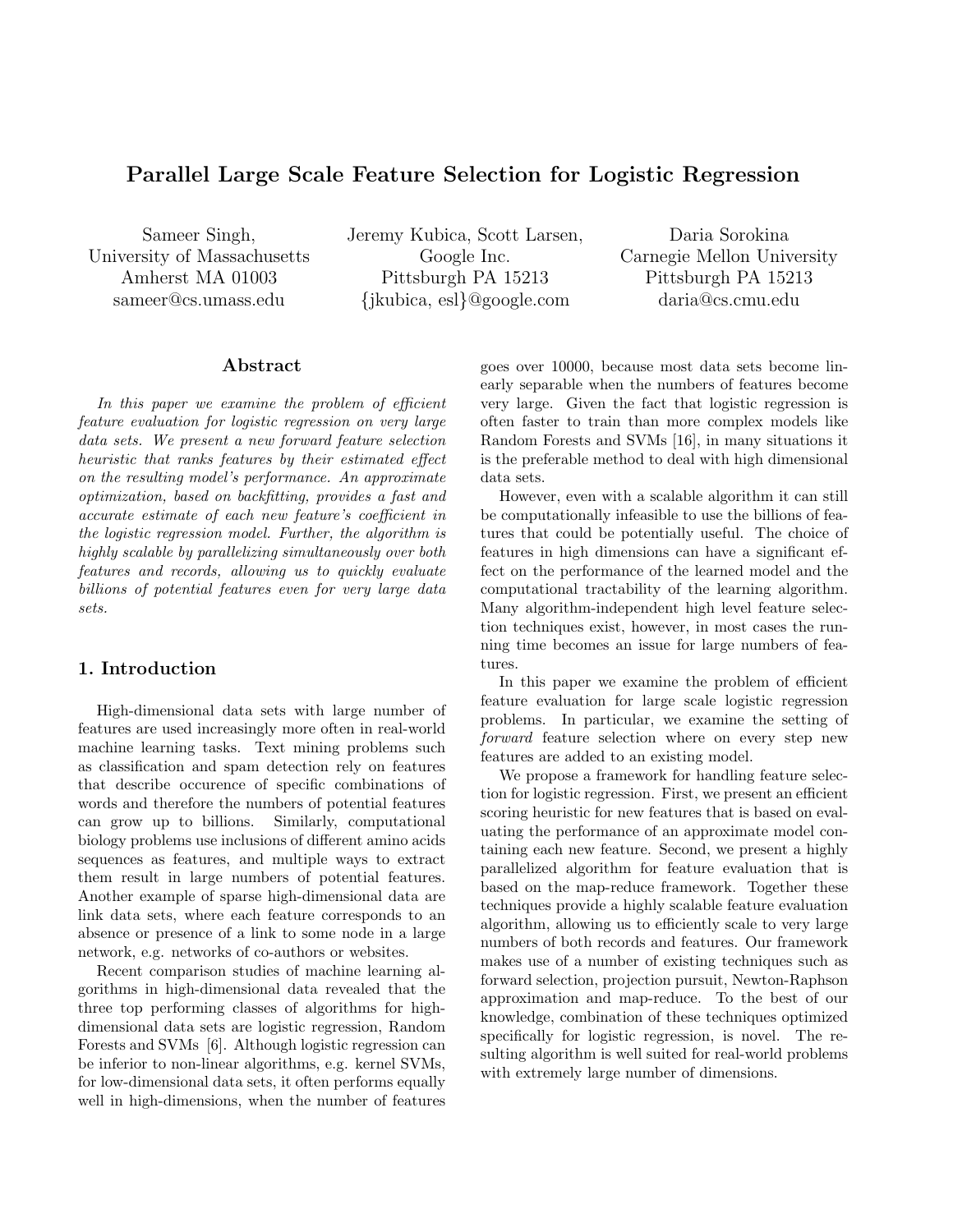# Parallel Large Scale Feature Selection for Logistic Regression

Sameer Singh,
University of Massachusetts
Amherst MA 01003
sameer@cs.umass.edu

Jeremy Kubica, Scott Larsen,
Google Inc.
Pittsburgh PA 15213
{jkubica, esl}@google.com

Daria Sorokina
Carnegie Mellon University
Pittsburgh PA 15213
daria@cs.cmu.edu

## Abstract

*In this paper we examine the problem of efficient feature evaluation for logistic regression on very large data sets. We present a new forward feature selection heuristic that ranks features by their estimated effect on the resulting model's performance. An approximate optimization, based on backfitting, provides a fast and accurate estimate of each new feature's coefficient in the logistic regression model. Further, the algorithm is highly scalable by parallelizing simultaneously over both features and records, allowing us to quickly evaluate billions of potential features even for very large data sets.*

## 1. Introduction

High-dimensional data sets with large number of features are used increasingly more often in real-world machine learning tasks. Text mining problems such as classification and spam detection rely on features that describe occurence of specific combinations of words and therefore the numbers of potential features can grow up to billions. Similarly, computational biology problems use inclusions of different amino acids sequences as features, and multiple ways to extract them result in large numbers of potential features. Another example of sparse high-dimensional data are link data sets, where each feature corresponds to an absence or presence of a link to some node in a large network, e.g. networks of co-authors or websites.

Recent comparison studies of machine learning algorithms in high-dimensional data revealed that the three top performing classes of algorithms for high-dimensional data sets are logistic regression, Random Forests and SVMs [6]. Although logistic regression can be inferior to non-linear algorithms, e.g. kernel SVMs, for low-dimensional data sets, it often performs equally well in high-dimensions, when the number of features goes over 10000, because most data sets become linearly separable when the numbers of features become very large. Given the fact that logistic regression is often faster to train than more complex models like Random Forests and SVMs [16], in many situations it is the preferable method to deal with high dimensional data sets.

However, even with a scalable algorithm it can still be computationally infeasible to use the billions of features that could be potentially useful. The choice of features in high dimensions can have a significant effect on the performance of the learned model and the computational tractability of the learning algorithm. Many algorithm-independent high level feature selection techniques exist, however, in most cases the running time becomes an issue for large numbers of features.

In this paper we examine the problem of efficient feature evaluation for large scale logistic regression problems. In particular, we examine the setting of *forward* feature selection where on every step new features are added to an existing model.

We propose a framework for handling feature selection for logistic regression. First, we present an efficient scoring heuristic for new features that is based on evaluating the performance of an approximate model containing each new feature. Second, we present a highly parallelized algorithm for feature evaluation that is based on the map-reduce framework. Together these techniques provide a highly scalable feature evaluation algorithm, allowing us to efficiently scale to very large numbers of both records and features. Our framework makes use of a number of existing techniques such as forward selection, projection pursuit, Newton-Raphson approximation and map-reduce. To the best of our knowledge, combination of these techniques optimized specifically for logistic regression, is novel. The resulting algorithm is well suited for real-world problems with extremely large number of dimensions.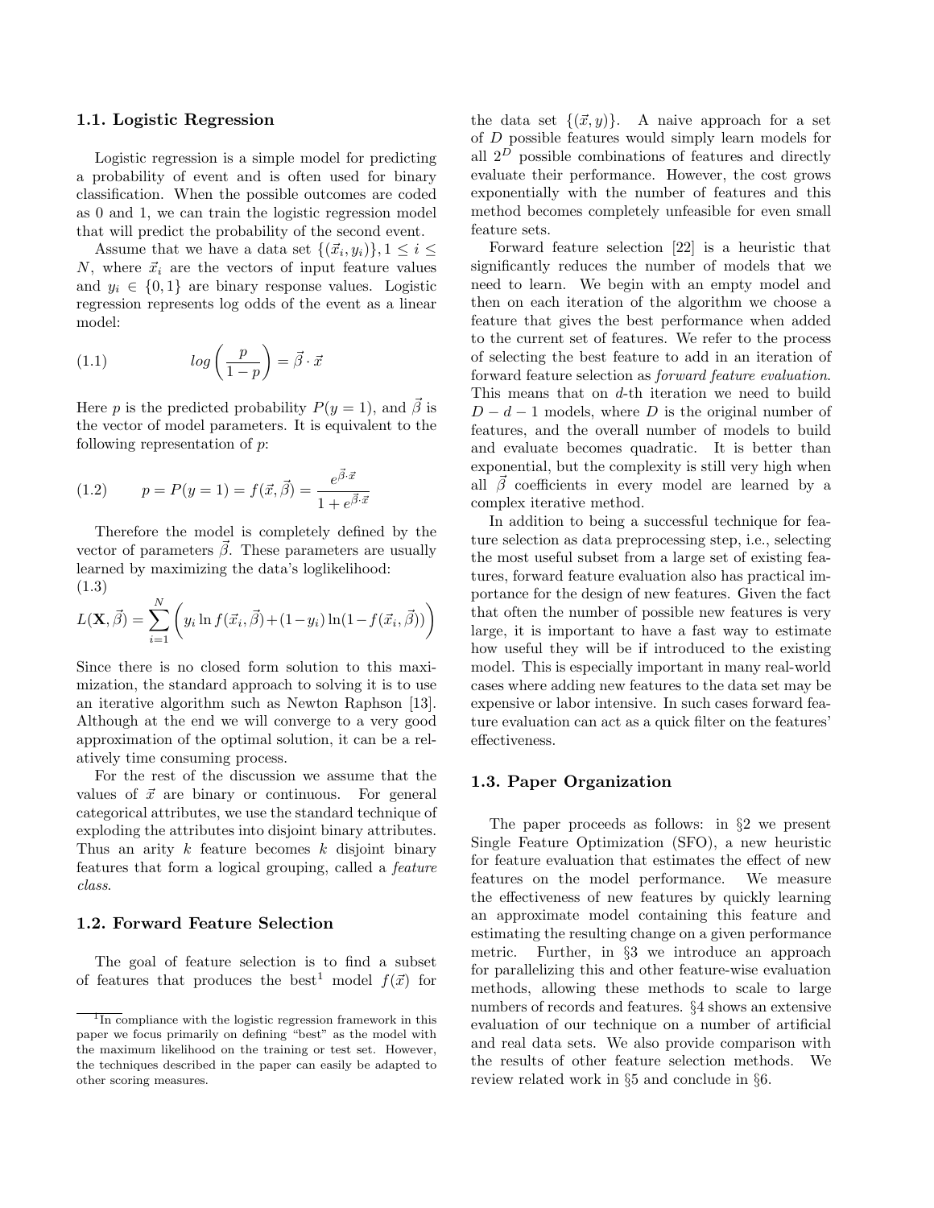### 1.1. Logistic Regression

Logistic regression is a simple model for predicting a probability of event and is often used for binary classification. When the possible outcomes are coded as 0 and 1, we can train the logistic regression model that will predict the probability of the second event.

Assume that we have a data set $\{(\vec{x}_i, y_i)\}, 1 \le i \le N$, where $\vec{x}_i$ are the vectors of input feature values and $y_i \in \{0, 1\}$ are binary response values. Logistic regression represents log odds of the event as a linear model:

$$log\left(\frac{p}{1-p}\right) = \vec{\beta} \cdot \vec{x} \tag{1.1}$$

Here $p$ is the predicted probability $P(y = 1)$, and $\vec{\beta}$ is the vector of model parameters. It is equivalent to the following representation of $p$:

$$p = P(y = 1) = f(\vec{x}, \vec{\beta}) = \frac{e^{\vec{\beta}\cdot\vec{x}}}{1 + e^{\vec{\beta}\cdot\vec{x}}} \tag{1.2}$$

Therefore the model is completely defined by the vector of parameters $\vec{\beta}$. These parameters are usually learned by maximizing the data's loglikelihood:

$$L(\mathbf{X}, \vec{\beta}) = \sum_{i=1}^{N}\left(y_i \ln f(\vec{x}_i, \vec{\beta}) + (1-y_i)\ln(1 - f(\vec{x}_i, \vec{\beta}))\right) \tag{1.3}$$

Since there is no closed form solution to this maximization, the standard approach to solving it is to use an iterative algorithm such as Newton Raphson [13]. Although at the end we will converge to a very good approximation of the optimal solution, it can be a relatively time consuming process.

For the rest of the discussion we assume that the values of $\vec{x}$ are binary or continuous. For general categorical attributes, we use the standard technique of exploding the attributes into disjoint binary attributes. Thus an arity $k$ feature becomes $k$ disjoint binary features that form a logical grouping, called a *feature class*.

### 1.2. Forward Feature Selection

The goal of feature selection is to find a subset of features that produces the best[1] model $f(\vec{x})$ for the data set $\{(\vec{x}, y)\}$. A naive approach for a set of $D$ possible features would simply learn models for all $2^D$ possible combinations of features and directly evaluate their performance. However, the cost grows exponentially with the number of features and this method becomes completely unfeasible for even small feature sets.

Forward feature selection [22] is a heuristic that significantly reduces the number of models that we need to learn. We begin with an empty model and then on each iteration of the algorithm we choose a feature that gives the best performance when added to the current set of features. We refer to the process of selecting the best feature to add in an iteration of forward feature selection as *forward feature evaluation*. This means that on $d$-th iteration we need to build $D - d - 1$ models, where $D$ is the original number of features, and the overall number of models to build and evaluate becomes quadratic. It is better than exponential, but the complexity is still very high when all $\vec{\beta}$ coefficients in every model are learned by a complex iterative method.

In addition to being a successful technique for feature selection as data preprocessing step, i.e., selecting the most useful subset from a large set of existing features, forward feature evaluation also has practical importance for the design of new features. Given the fact that often the number of possible new features is very large, it is important to have a fast way to estimate how useful they will be if introduced to the existing model. This is especially important in many real-world cases where adding new features to the data set may be expensive or labor intensive. In such cases forward feature evaluation can act as a quick filter on the features' effectiveness.

### 1.3. Paper Organization

The paper proceeds as follows: in §2 we present Single Feature Optimization (SFO), a new heuristic for feature evaluation that estimates the effect of new features on the model performance. We measure the effectiveness of new features by quickly learning an approximate model containing this feature and estimating the resulting change on a given performance metric. Further, in §3 we introduce an approach for parallelizing this and other feature-wise evaluation methods, allowing these methods to scale to large numbers of records and features. §4 shows an extensive evaluation of our technique on a number of artificial and real data sets. We also provide comparison with the results of other feature selection methods. We review related work in §5 and conclude in §6.

[1] In compliance with the logistic regression framework in this paper we focus primarily on defining "best" as the model with the maximum likelihood on the training or test set. However, the techniques described in the paper can easily be adapted to other scoring measures.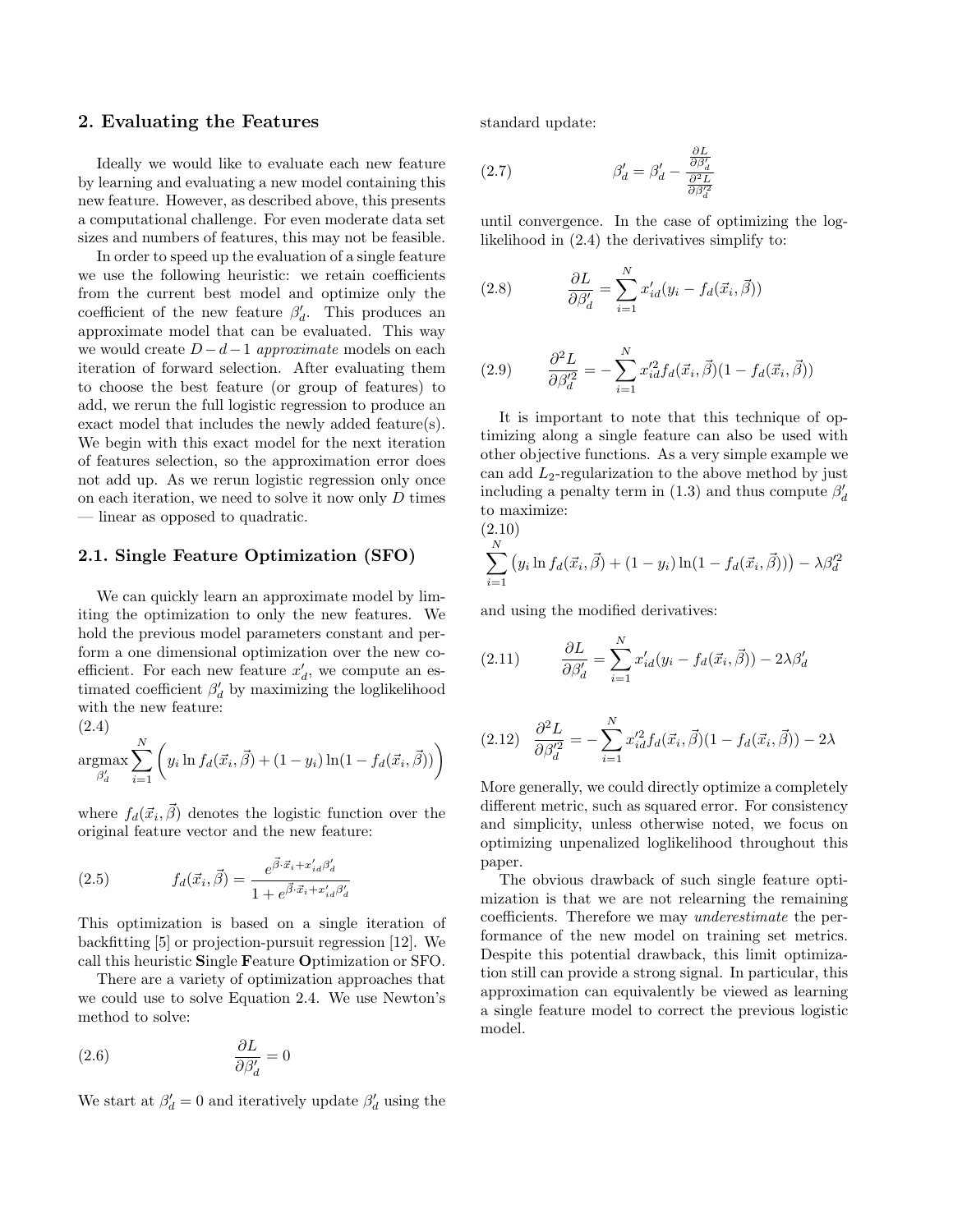## 2. Evaluating the Features

Ideally we would like to evaluate each new feature by learning and evaluating a new model containing this new feature. However, as described above, this presents a computational challenge. For even moderate data set sizes and numbers of features, this may not be feasible.

In order to speed up the evaluation of a single feature we use the following heuristic: we retain coefficients from the current best model and optimize only the coefficient of the new feature $\beta'_d$. This produces an approximate model that can be evaluated. This way we would create $D-d-1$ *approximate* models on each iteration of forward selection. After evaluating them to choose the best feature (or group of features) to add, we rerun the full logistic regression to produce an exact model that includes the newly added feature(s). We begin with this exact model for the next iteration of features selection, so the approximation error does not add up. As we rerun logistic regression only once on each iteration, we need to solve it now only $D$ times — linear as opposed to quadratic.

### 2.1. Single Feature Optimization (SFO)

We can quickly learn an approximate model by limiting the optimization to only the new features. We hold the previous model parameters constant and perform a one dimensional optimization over the new coefficient. For each new feature $x'_d$, we compute an estimated coefficient $\beta'_d$ by maximizing the loglikelihood with the new feature:

$$\underset{\beta'_d}{\operatorname{argmax}} \sum_{i=1}^{N} \left( y_i \ln f_d(\vec{x}_i, \vec{\beta}) + (1-y_i) \ln(1 - f_d(\vec{x}_i, \vec{\beta})) \right) \tag{2.4}$$

where $f_d(\vec{x}_i, \vec{\beta})$ denotes the logistic function over the original feature vector and the new feature:

$$f_d(\vec{x}_i, \vec{\beta}) = \frac{e^{\vec{\beta}\cdot\vec{x}_i + x'_{id}\beta'_d}}{1 + e^{\vec{\beta}\cdot\vec{x}_i + x'_{id}\beta'_d}} \tag{2.5}$$

This optimization is based on a single iteration of backfitting [5] or projection-pursuit regression [12]. We call this heuristic **S**ingle **F**eature **O**ptimization or SFO.

There are a variety of optimization approaches that we could use to solve Equation 2.4. We use Newton's method to solve:

$$\frac{\partial L}{\partial \beta'_d} = 0 \tag{2.6}$$

We start at $\beta'_d = 0$ and iteratively update $\beta'_d$ using the standard update:

$$\beta'_d = \beta'_d - \frac{\frac{\partial L}{\partial \beta'_d}}{\frac{\partial^2 L}{\partial \beta'^2_d}} \tag{2.7}$$

until convergence. In the case of optimizing the loglikelihood in (2.4) the derivatives simplify to:

$$\frac{\partial L}{\partial \beta'_d} = \sum_{i=1}^{N} x'_{id}(y_i - f_d(\vec{x}_i, \vec{\beta})) \tag{2.8}$$

$$\frac{\partial^2 L}{\partial \beta'^2_d} = -\sum_{i=1}^{N} x'^2_{id} f_d(\vec{x}_i, \vec{\beta})(1 - f_d(\vec{x}_i, \vec{\beta})) \tag{2.9}$$

It is important to note that this technique of optimizing along a single feature can also be used with other objective functions. As a very simple example we can add $L_2$-regularization to the above method by just including a penalty term in (1.3) and thus compute $\beta'_d$ to maximize:

$$\sum_{i=1}^{N} \left( y_i \ln f_d(\vec{x}_i, \vec{\beta}) + (1-y_i) \ln(1 - f_d(\vec{x}_i, \vec{\beta})) \right) - \lambda \beta'^2_d \tag{2.10}$$

and using the modified derivatives:

$$\frac{\partial L}{\partial \beta'_d} = \sum_{i=1}^{N} x'_{id}(y_i - f_d(\vec{x}_i, \vec{\beta})) - 2\lambda\beta'_d \tag{2.11}$$

$$\frac{\partial^2 L}{\partial \beta'^2_d} = -\sum_{i=1}^{N} x'^2_{id} f_d(\vec{x}_i, \vec{\beta})(1 - f_d(\vec{x}_i, \vec{\beta})) - 2\lambda \tag{2.12}$$

More generally, we could directly optimize a completely different metric, such as squared error. For consistency and simplicity, unless otherwise noted, we focus on optimizing unpenalized loglikelihood throughout this paper.

The obvious drawback of such single feature optimization is that we are not relearning the remaining coefficients. Therefore we may *underestimate* the performance of the new model on training set metrics. Despite this potential drawback, this limit optimization still can provide a strong signal. In particular, this approximation can equivalently be viewed as learning a single feature model to correct the previous logistic model.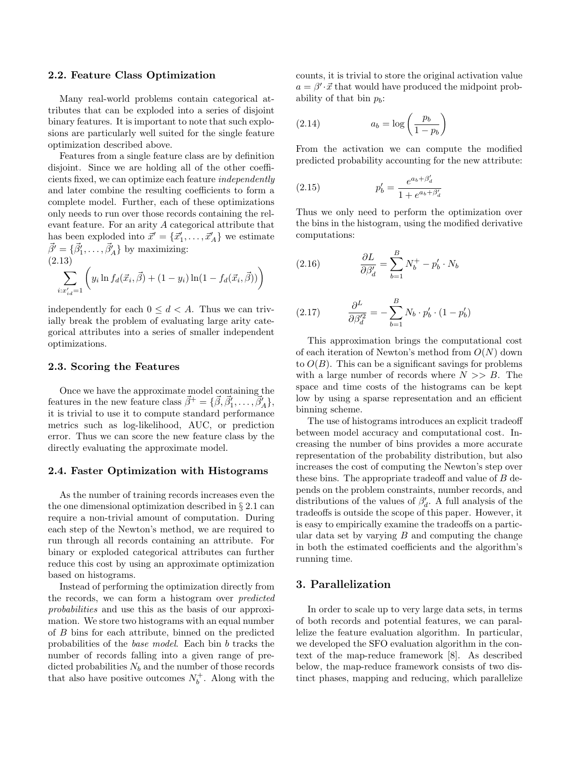### 2.2. Feature Class Optimization

Many real-world problems contain categorical attributes that can be exploded into a series of disjoint binary features. It is important to note that such explosions are particularly well suited for the single feature optimization described above.

Features from a single feature class are by definition disjoint. Since we are holding all of the other coefficients fixed, we can optimize each feature *independently* and later combine the resulting coefficients to form a complete model. Further, each of these optimizations only needs to run over those records containing the relevant feature. For an arity $A$ categorical attribute that has been exploded into $\vec{x}' = \{\vec{x}'_1, \ldots, \vec{x}'_A\}$ we estimate $\vec{\beta}' = \{\vec{\beta}'_1, \ldots, \vec{\beta}'_A\}$ by maximizing:

$$\sum_{i:x'_{id}=1} \left( y_i \ln f_d(\vec{x}_i, \vec{\beta}) + (1 - y_i) \ln(1 - f_d(\vec{x}_i, \vec{\beta})) \right) \tag{2.13}$$

independently for each $0 \leq d < A$. Thus we can trivially break the problem of evaluating large arity categorical attributes into a series of smaller independent optimizations.

### 2.3. Scoring the Features

Once we have the approximate model containing the features in the new feature class $\vec{\beta}^+ = \{\vec{\beta}, \vec{\beta}'_1, \ldots, \vec{\beta}'_A\}$, it is trivial to use it to compute standard performance metrics such as log-likelihood, AUC, or prediction error. Thus we can score the new feature class by the directly evaluating the approximate model.

### 2.4. Faster Optimization with Histograms

As the number of training records increases even the the one dimensional optimization described in § 2.1 can require a non-trivial amount of computation. During each step of the Newton's method, we are required to run through all records containing an attribute. For binary or exploded categorical attributes can further reduce this cost by using an approximate optimization based on histograms.

Instead of performing the optimization directly from the records, we can form a histogram over *predicted probabilities* and use this as the basis of our approximation. We store two histograms with an equal number of $B$ bins for each attribute, binned on the predicted probabilities of the *base model*. Each bin $b$ tracks the number of records falling into a given range of predicted probabilities $N_b$ and the number of those records that also have positive outcomes $N_b^+$. Along with the counts, it is trivial to store the original activation value $a = \beta' \cdot \vec{x}$ that would have produced the midpoint probability of that bin $p_b$:

$$a_b = \log\left(\frac{p_b}{1 - p_b}\right) \tag{2.14}$$

From the activation we can compute the modified predicted probability accounting for the new attribute:

$$p'_b = \frac{e^{a_b + \beta'_d}}{1 + e^{a_b + \beta'_d}} \tag{2.15}$$

Thus we only need to perform the optimization over the bins in the histogram, using the modified derivative computations:

$$\frac{\partial L}{\partial \beta'_d} = \sum_{b=1}^{B} N_b^+ - p'_b \cdot N_b \tag{2.16}$$

$$\frac{\partial^L}{\partial \beta'^2_d} = -\sum_{b=1}^{B} N_b \cdot p'_b \cdot (1 - p'_b) \tag{2.17}$$

This approximation brings the computational cost of each iteration of Newton's method from $O(N)$ down to $O(B)$. This can be a significant savings for problems with a large number of records where $N >> B$. The space and time costs of the histograms can be kept low by using a sparse representation and an efficient binning scheme.

The use of histograms introduces an explicit tradeoff between model accuracy and computational cost. Increasing the number of bins provides a more accurate representation of the probability distribution, but also increases the cost of computing the Newton's step over these bins. The appropriate tradeoff and value of $B$ depends on the problem constraints, number records, and distributions of the values of $\beta'_d$. A full analysis of the tradeoffs is outside the scope of this paper. However, it is easy to empirically examine the tradeoffs on a particular data set by varying $B$ and computing the change in both the estimated coefficients and the algorithm's running time.

## 3. Parallelization

In order to scale up to very large data sets, in terms of both records and potential features, we can parallelize the feature evaluation algorithm. In particular, we developed the SFO evaluation algorithm in the context of the map-reduce framework [8]. As described below, the map-reduce framework consists of two distinct phases, mapping and reducing, which parallelize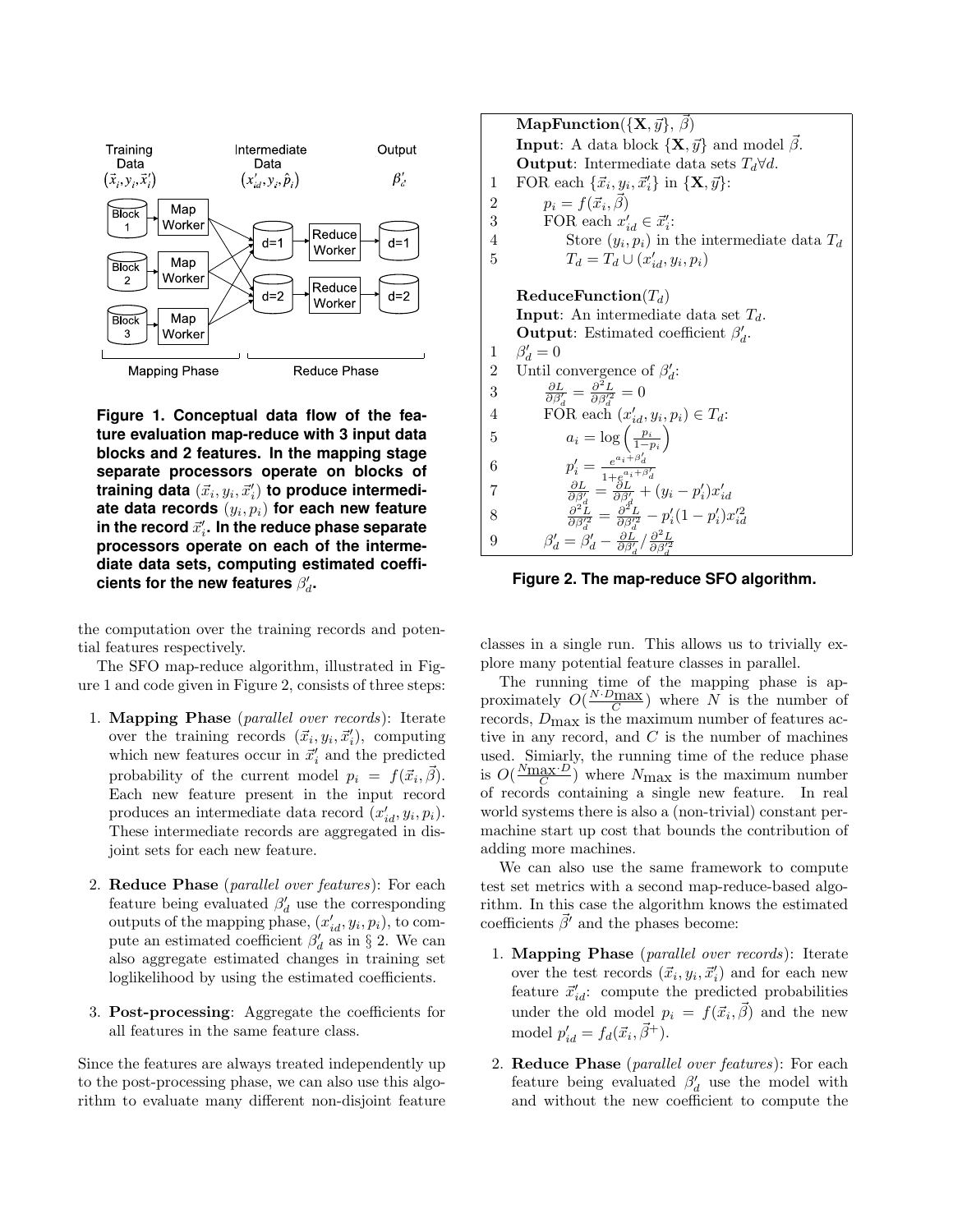Training Data $(\vec{x}_i, y_i, \vec{x}'_i)$ — Intermediate Data $(x'_{id}, y_i, \hat{p}_i)$ — Output $\beta'_d$

Block 1 → Map Worker; Block 2 → Map Worker; Block 3 → Map Worker; d=1 → Reduce Worker → d=1; d=2 → Reduce Worker → d=2

Mapping Phase — Reduce Phase

**Figure 1. Conceptual data flow of the feature evaluation map-reduce with 3 input data blocks and 2 features. In the mapping stage separate processors operate on blocks of training data $(\vec{x}_i, y_i, \vec{x}'_i)$ to produce intermediate data records $(y_i, p_i)$ for each new feature in the record $\vec{x}'_i$. In the reduce phase separate processors operate on each of the intermediate data sets, computing estimated coefficients for the new features $\beta'_d$.**

the computation over the training records and potential features respectively.

The SFO map-reduce algorithm, illustrated in Figure 1 and code given in Figure 2, consists of three steps:

1. **Mapping Phase** (*parallel over records*): Iterate over the training records $(\vec{x}_i, y_i, \vec{x}'_i)$, computing which new features occur in $\vec{x}'_i$ and the predicted probability of the current model $p_i = f(\vec{x}_i, \vec{\beta})$. Each new feature present in the input record produces an intermediate data record $(x'_{id}, y_i, p_i)$. These intermediate records are aggregated in disjoint sets for each new feature.

2. **Reduce Phase** (*parallel over features*): For each feature being evaluated $\beta'_d$ use the corresponding outputs of the mapping phase, $(x'_{id}, y_i, p_i)$, to compute an estimated coefficient $\beta'_d$ as in § 2. We can also aggregate estimated changes in training set loglikelihood by using the estimated coefficients.

3. **Post-processing**: Aggregate the coefficients for all features in the same feature class.

Since the features are always treated independently up to the post-processing phase, we can also use this algorithm to evaluate many different non-disjoint feature classes in a single run. This allows us to trivially explore many potential feature classes in parallel.

**MapFunction**$(\{\mathbf{X}, \vec{y}\}, \vec{\beta})$
**Input**: A data block $\{\mathbf{X}, \vec{y}\}$ and model $\vec{\beta}$.
**Output**: Intermediate data sets $T_d \forall d$.

1. FOR each $\{\vec{x}_i, y_i, \vec{x}'_i\}$ in $\{\mathbf{X}, \vec{y}\}$:
2. $\quad p_i = f(\vec{x}_i, \vec{\beta})$
3. $\quad$ FOR each $x'_{id} \in \vec{x}'_i$:
4. $\quad\quad$ Store $(y_i, p_i)$ in the intermediate data $T_d$
5. $\quad\quad T_d = T_d \cup (x'_{id}, y_i, p_i)$

**ReduceFunction**$(T_d)$
**Input**: An intermediate data set $T_d$.
**Output**: Estimated coefficient $\beta'_d$.

1. $\beta'_d = 0$
2. Until convergence of $\beta'_d$:
3. $\quad \frac{\partial L}{\partial \beta'_d} = \frac{\partial^2 L}{\partial \beta'^2_d} = 0$
4. $\quad$ FOR each $(x'_{id}, y_i, p_i) \in T_d$:
5. $\quad\quad a_i = \log\left(\frac{p_i}{1-p_i}\right)$
6. $\quad\quad p'_i = \frac{e^{a_i + \beta'_d}}{1+e^{a_i+\beta'_d}}$
7. $\quad\quad \frac{\partial L}{\partial \beta'_d} = \frac{\partial L}{\partial \beta'_d} + (y_i - p'_i)x'_{id}$
8. $\quad\quad \frac{\partial^2 L}{\partial \beta'^2_d} = \frac{\partial^2 L}{\partial \beta'^2_d} - p'_i(1-p'_i)x'^2_{id}$
9. $\quad \beta'_d = \beta'_d - \frac{\partial L}{\partial \beta'_d} / \frac{\partial^2 L}{\partial \beta'^2_d}$

**Figure 2. The map-reduce SFO algorithm.**

The running time of the mapping phase is approximately $O(\frac{N \cdot D_{\max}}{C})$ where $N$ is the number of records, $D_{\max}$ is the maximum number of features active in any record, and $C$ is the number of machines used. Similarly, the running time of the reduce phase is $O(\frac{N_{\max} \cdot D}{C})$ where $N_{\max}$ is the maximum number of records containing a single new feature. In real world systems there is also a (non-trivial) constant per-machine start up cost that bounds the contribution of adding more machines.

We can also use the same framework to compute test set metrics with a second map-reduce-based algorithm. In this case the algorithm knows the estimated coefficients $\vec{\beta}'$ and the phases become:

1. **Mapping Phase** (*parallel over records*): Iterate over the test records $(\vec{x}_i, y_i, \vec{x}'_i)$ and for each new feature $\vec{x}'_{id}$: compute the predicted probabilities under the old model $p_i = f(\vec{x}_i, \vec{\beta})$ and the new model $p'_{id} = f_d(\vec{x}_i, \vec{\beta}^+)$.

2. **Reduce Phase** (*parallel over features*): For each feature being evaluated $\beta'_d$ use the model with and without the new coefficient to compute the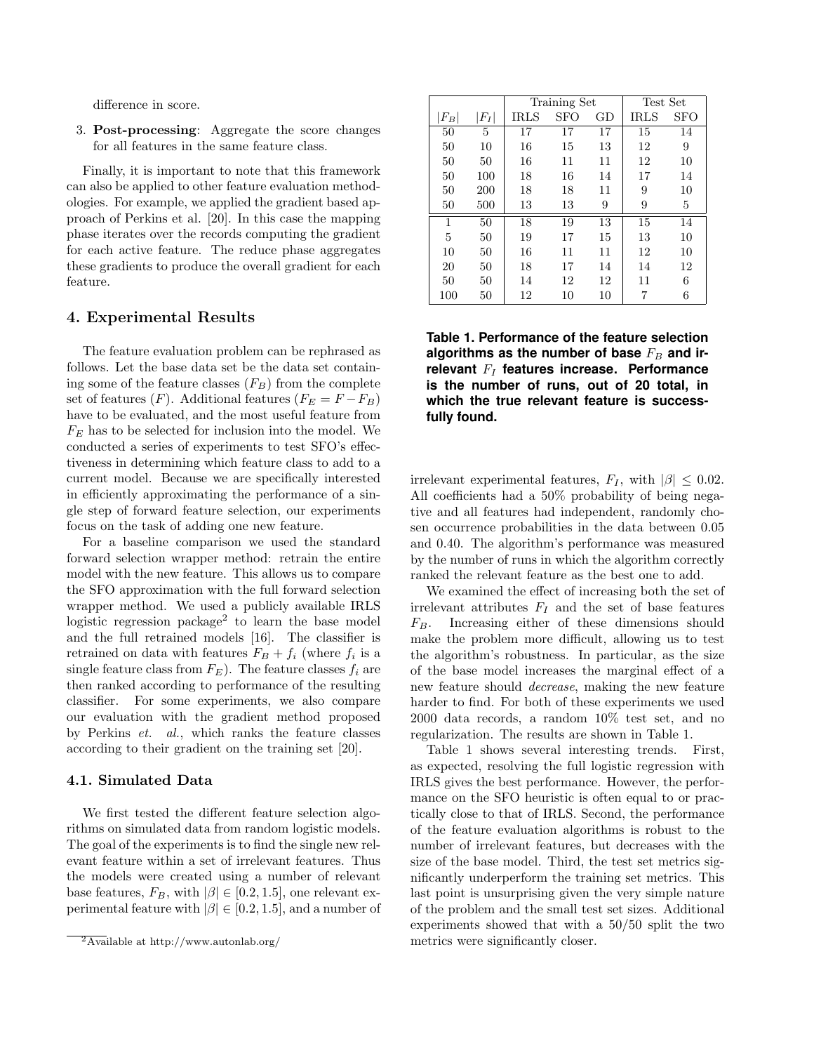difference in score.

3. **Post-processing**: Aggregate the score changes for all features in the same feature class.

Finally, it is important to note that this framework can also be applied to other feature evaluation methodologies. For example, we applied the gradient based approach of Perkins et al. [20]. In this case the mapping phase iterates over the records computing the gradient for each active feature. The reduce phase aggregates these gradients to produce the overall gradient for each feature.

## 4. Experimental Results

The feature evaluation problem can be rephrased as follows. Let the base data set be the data set containing some of the feature classes ($F_B$) from the complete set of features ($F$). Additional features ($F_E = F - F_B$) have to be evaluated, and the most useful feature from $F_E$ has to be selected for inclusion into the model. We conducted a series of experiments to test SFO's effectiveness in determining which feature class to add to a current model. Because we are specifically interested in efficiently approximating the performance of a single step of forward feature selection, our experiments focus on the task of adding one new feature.

For a baseline comparison we used the standard forward selection wrapper method: retrain the entire model with the new feature. This allows us to compare the SFO approximation with the full forward selection wrapper method. We used a publicly available IRLS logistic regression package[2] to learn the base model and the full retrained models [16]. The classifier is retrained on data with features $F_B + f_i$ (where $f_i$ is a single feature class from $F_E$). The feature classes $f_i$ are then ranked according to performance of the resulting classifier. For some experiments, we also compare our evaluation with the gradient method proposed by Perkins *et. al.*, which ranks the feature classes according to their gradient on the training set [20].

### 4.1. Simulated Data

We first tested the different feature selection algorithms on simulated data from random logistic models. The goal of the experiments is to find the single new relevant feature within a set of irrelevant features. Thus the models were created using a number of relevant base features, $F_B$, with $|\beta| \in [0.2, 1.5]$, one relevant experimental feature with $|\beta| \in [0.2, 1.5]$, and a number of irrelevant experimental features, $F_I$, with $|\beta| \leq 0.02$. All coefficients had a 50% probability of being negative and all features had independent, randomly chosen occurrence probabilities in the data between 0.05 and 0.40. The algorithm's performance was measured by the number of runs in which the algorithm correctly ranked the relevant feature as the best one to add.

|  |  | Training Set | | | Test Set | |
|---|---|---|---|---|---|---|
| $\lvert F_B \rvert$ | $\lvert F_I \rvert$ | IRLS | SFO | GD | IRLS | SFO |
| 50 | 5 | 17 | 17 | 17 | 15 | 14 |
| 50 | 10 | 16 | 15 | 13 | 12 | 9 |
| 50 | 50 | 16 | 11 | 11 | 12 | 10 |
| 50 | 100 | 18 | 16 | 14 | 17 | 14 |
| 50 | 200 | 18 | 18 | 11 | 9 | 10 |
| 50 | 500 | 13 | 13 | 9 | 9 | 5 |
| 1 | 50 | 18 | 19 | 13 | 15 | 14 |
| 5 | 50 | 19 | 17 | 15 | 13 | 10 |
| 10 | 50 | 16 | 11 | 11 | 12 | 10 |
| 20 | 50 | 18 | 17 | 14 | 14 | 12 |
| 50 | 50 | 14 | 12 | 12 | 11 | 6 |
| 100 | 50 | 12 | 10 | 10 | 7 | 6 |

**Table 1. Performance of the feature selection algorithms as the number of base $F_B$ and irrelevant $F_I$ features increase. Performance is the number of runs, out of 20 total, in which the true relevant feature is successfully found.**

We examined the effect of increasing both the set of irrelevant attributes $F_I$ and the set of base features $F_B$. Increasing either of these dimensions should make the problem more difficult, allowing us to test the algorithm's robustness. In particular, as the size of the base model increases the marginal effect of a new feature should *decrease*, making the new feature harder to find. For both of these experiments we used 2000 data records, a random 10% test set, and no regularization. The results are shown in Table 1.

Table 1 shows several interesting trends. First, as expected, resolving the full logistic regression with IRLS gives the best performance. However, the performance on the SFO heuristic is often equal to or practically close to that of IRLS. Second, the performance of the feature evaluation algorithms is robust to the number of irrelevant features, but decreases with the size of the base model. Third, the test set metrics significantly underperform the training set metrics. This last point is unsurprising given the very simple nature of the problem and the small test set sizes. Additional experiments showed that with a 50/50 split the two metrics were significantly closer.

[2] Available at http://www.autonlab.org/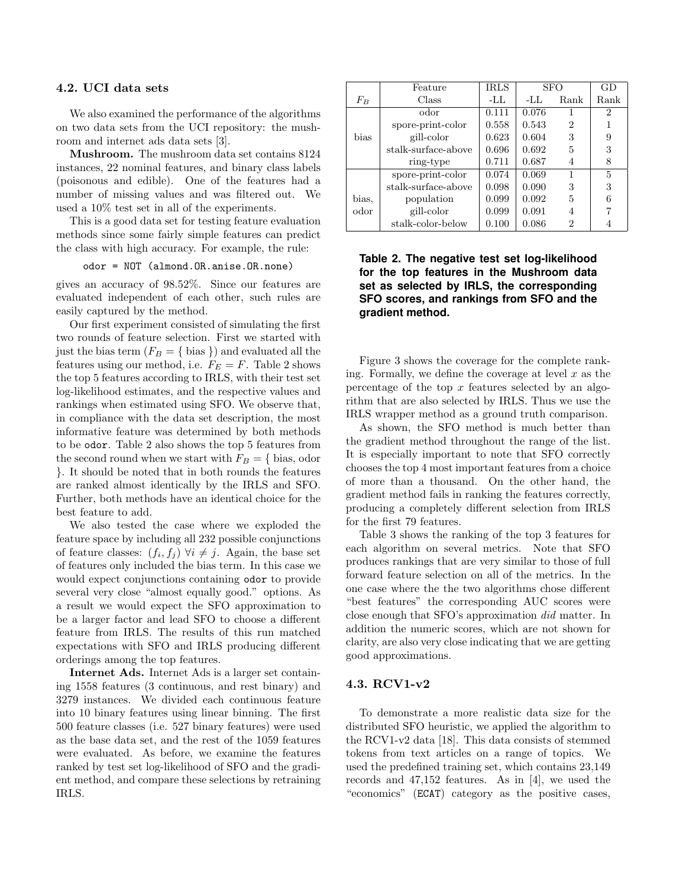### 4.2. UCI data sets

We also examined the performance of the algorithms on two data sets from the UCI repository: the mushroom and internet ads data sets [3].

**Mushroom.** The mushroom data set contains 8124 instances, 22 nominal features, and binary class labels (poisonous and edible). One of the features had a number of missing values and was filtered out. We used a 10% test set in all of the experiments.

This is a good data set for testing feature evaluation methods since some fairly simple features can predict the class with high accuracy. For example, the rule:

```
odor = NOT (almond.OR.anise.OR.none)
```

gives an accuracy of 98.52%. Since our features are evaluated independent of each other, such rules are easily captured by the method.

Our first experiment consisted of simulating the first two rounds of feature selection. First we started with just the bias term ($F_B = \{$ bias $\}$) and evaluated all the features using our method, i.e. $F_E = F$. Table 2 shows the top 5 features according to IRLS, with their test set log-likelihood estimates, and the respective values and rankings when estimated using SFO. We observe that, in compliance with the data set description, the most informative feature was determined by both methods to be `odor`. Table 2 also shows the top 5 features from the second round when we start with $F_B = \{$ bias, odor $\}$. It should be noted that in both rounds the features are ranked almost identically by the IRLS and SFO. Further, both methods have an identical choice for the best feature to add.

We also tested the case where we exploded the feature space by including all 232 possible conjunctions of feature classes: $(f_i, f_j)\ \forall i \neq j$. Again, the base set of features only included the bias term. In this case we would expect conjunctions containing `odor` to provide several very close "almost equally good." options. As a result we would expect the SFO approximation to be a larger factor and lead SFO to choose a different feature from IRLS. The results of this run matched expectations with SFO and IRLS producing different orderings among the top features.

**Internet Ads.** Internet Ads is a larger set containing 1558 features (3 continuous, and rest binary) and 3279 instances. We divided each continuous feature into 10 binary features using linear binning. The first 500 feature classes (i.e. 527 binary features) were used as the base data set, and the rest of the 1059 features were evaluated. As before, we examine the features ranked by test set log-likelihood of SFO and the gradient method, and compare these selections by retraining IRLS.

| | Feature | IRLS | SFO | | GD |
|---|---|---|---|---|---|
| $F_B$ | Class | -LL | -LL | Rank | Rank |
| bias | odor | 0.111 | 0.076 | 1 | 2 |
| | spore-print-color | 0.558 | 0.543 | 2 | 1 |
| | gill-color | 0.623 | 0.604 | 3 | 9 |
| | stalk-surface-above | 0.696 | 0.692 | 5 | 3 |
| | ring-type | 0.711 | 0.687 | 4 | 8 |
| bias, odor | spore-print-color | 0.074 | 0.069 | 1 | 5 |
| | stalk-surface-above | 0.098 | 0.090 | 3 | 3 |
| | population | 0.099 | 0.092 | 5 | 6 |
| | gill-color | 0.099 | 0.091 | 4 | 7 |
| | stalk-color-below | 0.100 | 0.086 | 2 | 4 |

**Table 2. The negative test set log-likelihood for the top features in the Mushroom data set as selected by IRLS, the corresponding SFO scores, and rankings from SFO and the gradient method.**

Figure 3 shows the coverage for the complete ranking. Formally, we define the coverage at level $x$ as the percentage of the top $x$ features selected by an algorithm that are also selected by IRLS. Thus we use the IRLS wrapper method as a ground truth comparison.

As shown, the SFO method is much better than the gradient method throughout the range of the list. It is especially important to note that SFO correctly chooses the top 4 most important features from a choice of more than a thousand. On the other hand, the gradient method fails in ranking the features correctly, producing a completely different selection from IRLS for the first 79 features.

Table 3 shows the ranking of the top 3 features for each algorithm on several metrics. Note that SFO produces rankings that are very similar to those of full forward feature selection on all of the metrics. In the one case where the the two algorithms chose different "best features" the corresponding AUC scores were close enough that SFO's approximation *did* matter. In addition the numeric scores, which are not shown for clarity, are also very close indicating that we are getting good approximations.

### 4.3. RCV1-v2

To demonstrate a more realistic data size for the distributed SFO heuristic, we applied the algorithm to the RCV1-v2 data [18]. This data consists of stemmed tokens from text articles on a range of topics. We used the predefined training set, which contains 23,149 records and 47,152 features. As in [4], we used the "economics" (`ECAT`) category as the positive cases,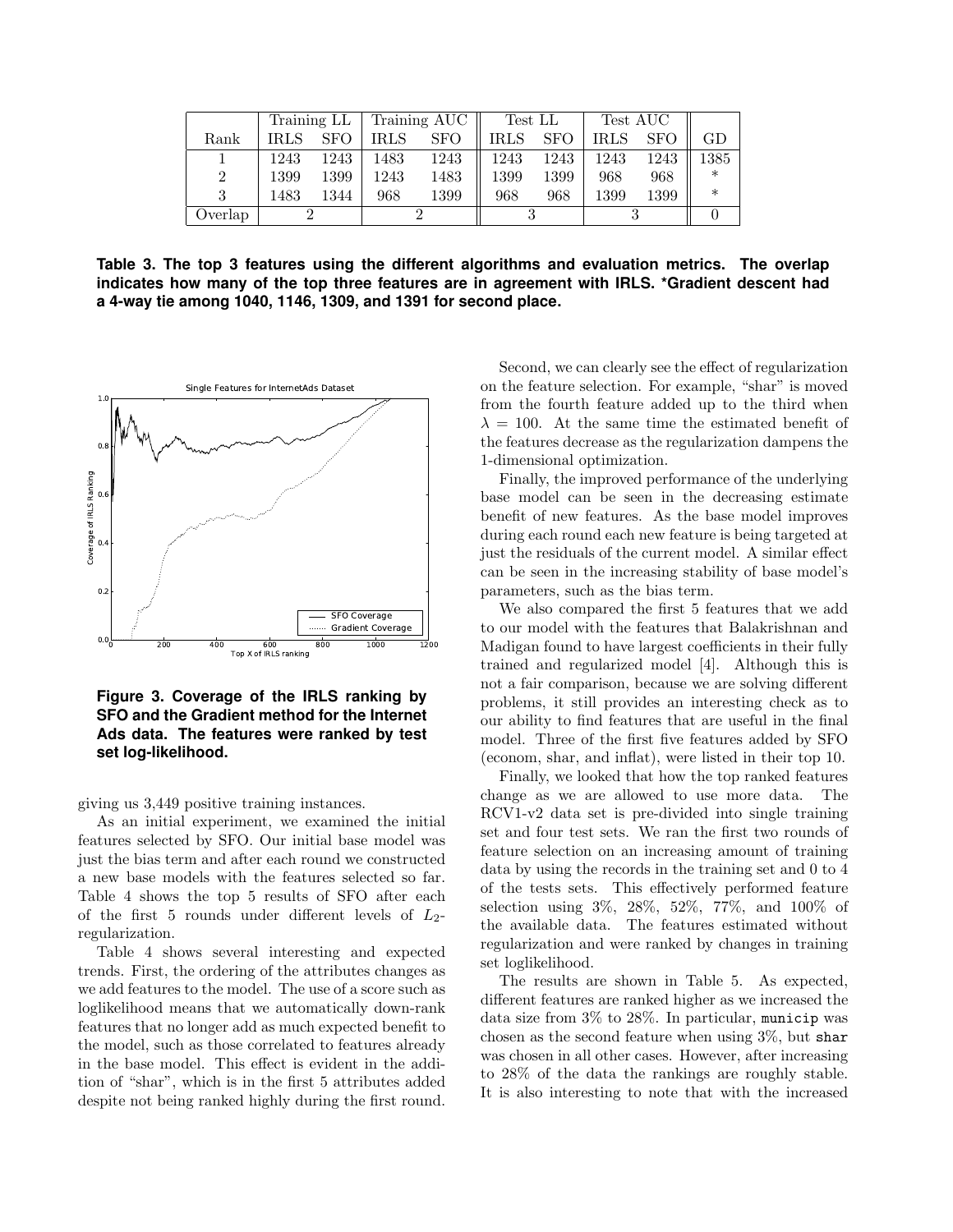| | Training LL | | Training AUC | | Test LL | | Test AUC | | |
|---|---|---|---|---|---|---|---|---|---|
| Rank | IRLS | SFO | IRLS | SFO | IRLS | SFO | IRLS | SFO | GD |
| 1 | 1243 | 1243 | 1483 | 1243 | 1243 | 1243 | 1243 | 1243 | 1385 |
| 2 | 1399 | 1399 | 1243 | 1483 | 1399 | 1399 | 968 | 968 | * |
| 3 | 1483 | 1344 | 968 | 1399 | 968 | 968 | 1399 | 1399 | * |
| Overlap | 2 | | 2 | | 3 | | 3 | | 0 |

**Table 3. The top 3 features using the different algorithms and evaluation metrics. The overlap indicates how many of the top three features are in agreement with IRLS. *Gradient descent had a 4-way tie among 1040, 1146, 1309, and 1391 for second place.**

**Figure 3. Coverage of the IRLS ranking by SFO and the Gradient method for the Internet Ads data. The features were ranked by test set log-likelihood.**

giving us 3,449 positive training instances.

As an initial experiment, we examined the initial features selected by SFO. Our initial base model was just the bias term and after each round we constructed a new base models with the features selected so far. Table 4 shows the top 5 results of SFO after each of the first 5 rounds under different levels of $L_2$-regularization.

Table 4 shows several interesting and expected trends. First, the ordering of the attributes changes as we add features to the model. The use of a score such as loglikelihood means that we automatically down-rank features that no longer add as much expected benefit to the model, such as those correlated to features already in the base model. This effect is evident in the addition of "shar", which is in the first 5 attributes added despite not being ranked highly during the first round.

Second, we can clearly see the effect of regularization on the feature selection. For example, "shar" is moved from the fourth feature added up to the third when $\lambda = 100$. At the same time the estimated benefit of the features decrease as the regularization dampens the 1-dimensional optimization.

Finally, the improved performance of the underlying base model can be seen in the decreasing estimate benefit of new features. As the base model improves during each round each new feature is being targeted at just the residuals of the current model. A similar effect can be seen in the increasing stability of base model's parameters, such as the bias term.

We also compared the first 5 features that we add to our model with the features that Balakrishnan and Madigan found to have largest coefficients in their fully trained and regularized model [4]. Although this is not a fair comparison, because we are solving different problems, it still provides an interesting check as to our ability to find features that are useful in the final model. Three of the first five features added by SFO (econom, shar, and inflat), were listed in their top 10.

Finally, we looked that how the top ranked features change as we are allowed to use more data. The RCV1-v2 data set is pre-divided into single training set and four test sets. We ran the first two rounds of feature selection on an increasing amount of training data by using the records in the training set and 0 to 4 of the tests sets. This effectively performed feature selection using 3%, 28%, 52%, 77%, and 100% of the available data. The features estimated without regularization and were ranked by changes in training set loglikelihood.

The results are shown in Table 5. As expected, different features are ranked higher as we increased the data size from 3% to 28%. In particular, `municip` was chosen as the second feature when using 3%, but `shar` was chosen in all other cases. However, after increasing to 28% of the data the rankings are roughly stable. It is also interesting to note that with the increased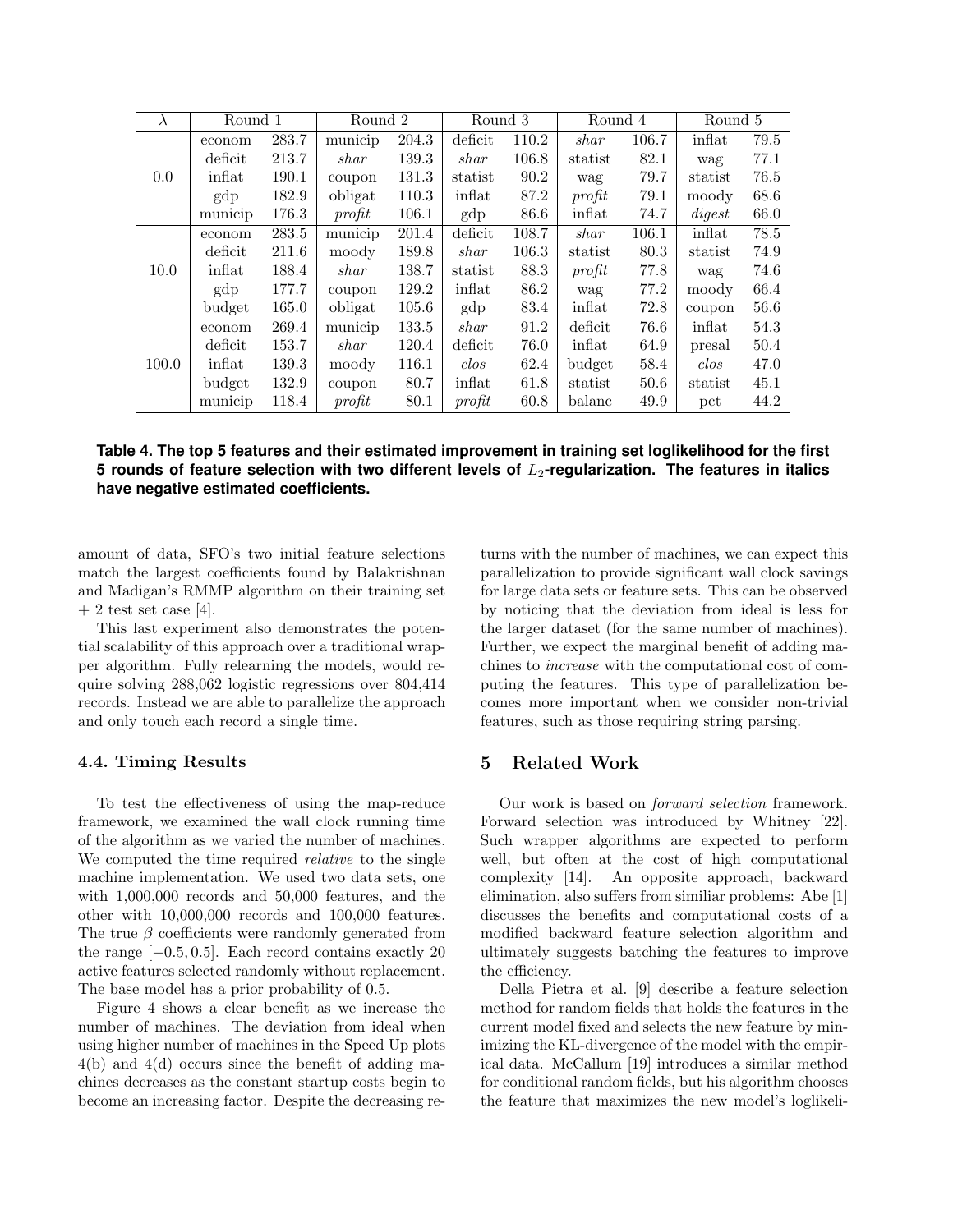| $\lambda$ | Round 1 | | Round 2 | | Round 3 | | Round 4 | | Round 5 | |
|---|---|---|---|---|---|---|---|---|---|---|
| 0.0 | econom | 283.7 | municip | 204.3 | deficit | 110.2 | *shar* | 106.7 | inflat | 79.5 |
| | deficit | 213.7 | *shar* | 139.3 | *shar* | 106.8 | statist | 82.1 | wag | 77.1 |
| | inflat | 190.1 | coupon | 131.3 | statist | 90.2 | wag | 79.7 | statist | 76.5 |
| | gdp | 182.9 | obligat | 110.3 | inflat | 87.2 | *profit* | 79.1 | moody | 68.6 |
| | municip | 176.3 | *profit* | 106.1 | gdp | 86.6 | inflat | 74.7 | *digest* | 66.0 |
| 10.0 | econom | 283.5 | municip | 201.4 | deficit | 108.7 | *shar* | 106.1 | inflat | 78.5 |
| | deficit | 211.6 | moody | 189.8 | *shar* | 106.3 | statist | 80.3 | statist | 74.9 |
| | inflat | 188.4 | *shar* | 138.7 | statist | 88.3 | *profit* | 77.8 | wag | 74.6 |
| | gdp | 177.7 | coupon | 129.2 | inflat | 86.2 | wag | 77.2 | moody | 66.4 |
| | budget | 165.0 | obligat | 105.6 | gdp | 83.4 | inflat | 72.8 | coupon | 56.6 |
| 100.0 | econom | 269.4 | municip | 133.5 | *shar* | 91.2 | deficit | 76.6 | inflat | 54.3 |
| | deficit | 153.7 | *shar* | 120.4 | deficit | 76.0 | inflat | 64.9 | presal | 50.4 |
| | inflat | 139.3 | moody | 116.1 | *clos* | 62.4 | budget | 58.4 | *clos* | 47.0 |
| | budget | 132.9 | coupon | 80.7 | inflat | 61.8 | statist | 50.6 | statist | 45.1 |
| | municip | 118.4 | *profit* | 80.1 | *profit* | 60.8 | balanc | 49.9 | pct | 44.2 |

**Table 4. The top 5 features and their estimated improvement in training set loglikelihood for the first 5 rounds of feature selection with two different levels of $L_2$-regularization. The features in italics have negative estimated coefficients.**

amount of data, SFO's two initial feature selections match the largest coefficients found by Balakrishnan and Madigan's RMMP algorithm on their training set + 2 test set case [4].

This last experiment also demonstrates the potential scalability of this approach over a traditional wrapper algorithm. Fully relearning the models, would require solving 288,062 logistic regressions over 804,414 records. Instead we are able to parallelize the approach and only touch each record a single time.

### 4.4. Timing Results

To test the effectiveness of using the map-reduce framework, we examined the wall clock running time of the algorithm as we varied the number of machines. We computed the time required *relative* to the single machine implementation. We used two data sets, one with 1,000,000 records and 50,000 features, and the other with 10,000,000 records and 100,000 features. The true $\beta$ coefficients were randomly generated from the range $[-0.5, 0.5]$. Each record contains exactly 20 active features selected randomly without replacement. The base model has a prior probability of 0.5.

Figure 4 shows a clear benefit as we increase the number of machines. The deviation from ideal when using higher number of machines in the Speed Up plots 4(b) and 4(d) occurs since the benefit of adding machines decreases as the constant startup costs begin to become an increasing factor. Despite the decreasing returns with the number of machines, we can expect this parallelization to provide significant wall clock savings for large data sets or feature sets. This can be observed by noticing that the deviation from ideal is less for the larger dataset (for the same number of machines). Further, we expect the marginal benefit of adding machines to *increase* with the computational cost of computing the features. This type of parallelization becomes more important when we consider non-trivial features, such as those requiring string parsing.

## 5 Related Work

Our work is based on *forward selection* framework. Forward selection was introduced by Whitney [22]. Such wrapper algorithms are expected to perform well, but often at the cost of high computational complexity [14]. An opposite approach, backward elimination, also suffers from similiar problems: Abe [1] discusses the benefits and computational costs of a modified backward feature selection algorithm and ultimately suggests batching the features to improve the efficiency.

Della Pietra et al. [9] describe a feature selection method for random fields that holds the features in the current model fixed and selects the new feature by minimizing the KL-divergence of the model with the empirical data. McCallum [19] introduces a similar method for conditional random fields, but his algorithm chooses the feature that maximizes the new model's loglikeli-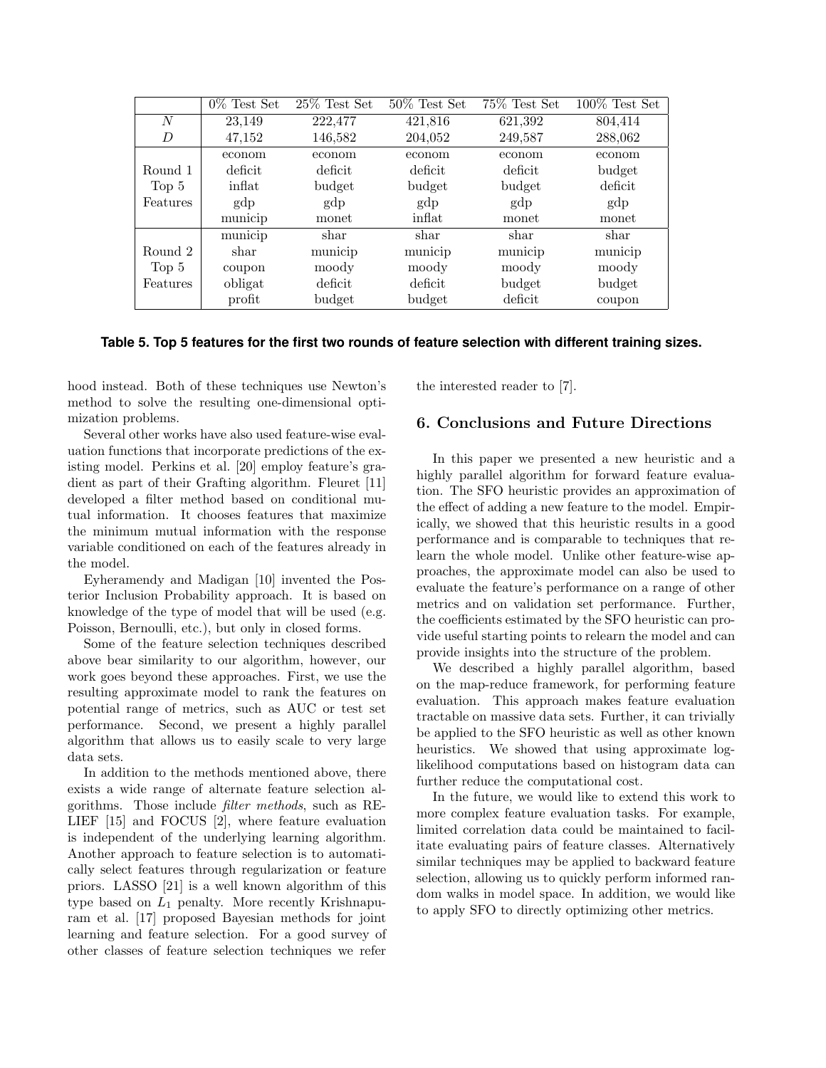| | 0% Test Set | 25% Test Set | 50% Test Set | 75% Test Set | 100% Test Set |
|---|---|---|---|---|---|
| $N$ | 23,149 | 222,477 | 421,816 | 621,392 | 804,414 |
| $D$ | 47,152 | 146,582 | 204,052 | 249,587 | 288,062 |
| Round 1 Top 5 Features | econom | econom | econom | econom | econom |
| | deficit | deficit | deficit | deficit | budget |
| | inflat | budget | budget | budget | deficit |
| | gdp | gdp | gdp | gdp | gdp |
| | municip | monet | inflat | monet | monet |
| Round 2 Top 5 Features | municip | shar | shar | shar | shar |
| | shar | municip | municip | municip | municip |
| | coupon | moody | moody | moody | moody |
| | obligat | deficit | deficit | budget | budget |
| | profit | budget | budget | deficit | coupon |

**Table 5. Top 5 features for the first two rounds of feature selection with different training sizes.**

hood instead. Both of these techniques use Newton's method to solve the resulting one-dimensional optimization problems.

Several other works have also used feature-wise evaluation functions that incorporate predictions of the existing model. Perkins et al. [20] employ feature's gradient as part of their Grafting algorithm. Fleuret [11] developed a filter method based on conditional mutual information. It chooses features that maximize the minimum mutual information with the response variable conditioned on each of the features already in the model.

Eyheramendy and Madigan [10] invented the Posterior Inclusion Probability approach. It is based on knowledge of the type of model that will be used (e.g. Poisson, Bernoulli, etc.), but only in closed forms.

Some of the feature selection techniques described above bear similarity to our algorithm, however, our work goes beyond these approaches. First, we use the resulting approximate model to rank the features on potential range of metrics, such as AUC or test set performance. Second, we present a highly parallel algorithm that allows us to easily scale to very large data sets.

In addition to the methods mentioned above, there exists a wide range of alternate feature selection algorithms. Those include *filter methods*, such as RELIEF [15] and FOCUS [2], where feature evaluation is independent of the underlying learning algorithm. Another approach to feature selection is to automatically select features through regularization or feature priors. LASSO [21] is a well known algorithm of this type based on $L_1$ penalty. More recently Krishnapuram et al. [17] proposed Bayesian methods for joint learning and feature selection. For a good survey of other classes of feature selection techniques we refer the interested reader to [7].

## 6. Conclusions and Future Directions

In this paper we presented a new heuristic and a highly parallel algorithm for forward feature evaluation. The SFO heuristic provides an approximation of the effect of adding a new feature to the model. Empirically, we showed that this heuristic results in a good performance and is comparable to techniques that relearn the whole model. Unlike other feature-wise approaches, the approximate model can also be used to evaluate the feature's performance on a range of other metrics and on validation set performance. Further, the coefficients estimated by the SFO heuristic can provide useful starting points to relearn the model and can provide insights into the structure of the problem.

We described a highly parallel algorithm, based on the map-reduce framework, for performing feature evaluation. This approach makes feature evaluation tractable on massive data sets. Further, it can trivially be applied to the SFO heuristic as well as other known heuristics. We showed that using approximate log-likelihood computations based on histogram data can further reduce the computational cost.

In the future, we would like to extend this work to more complex feature evaluation tasks. For example, limited correlation data could be maintained to facilitate evaluating pairs of feature classes. Alternatively similar techniques may be applied to backward feature selection, allowing us to quickly perform informed random walks in model space. In addition, we would like to apply SFO to directly optimizing other metrics.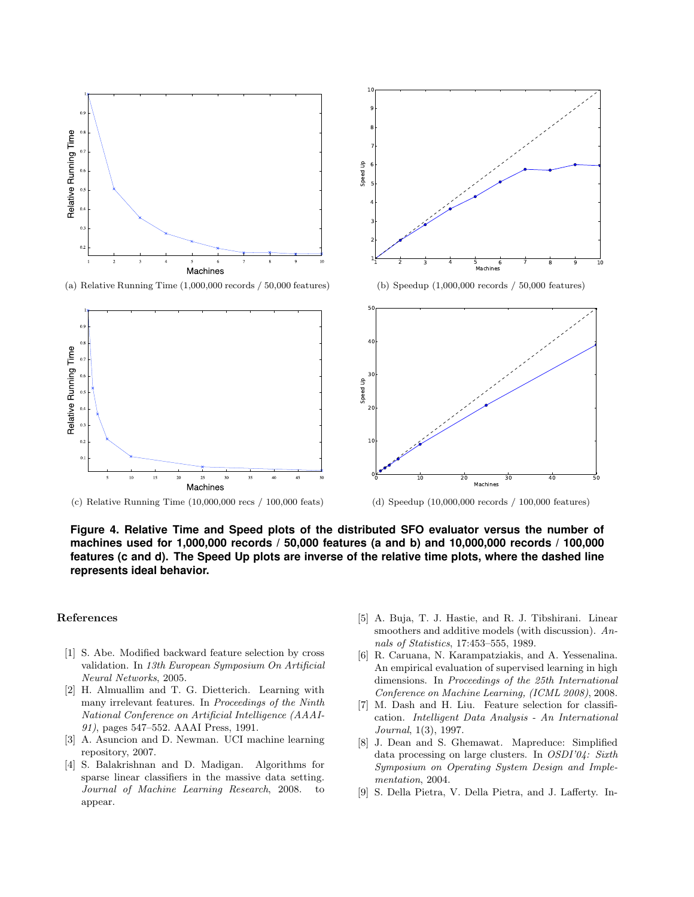(a) Relative Running Time (1,000,000 records / 50,000 features)

(b) Speedup (1,000,000 records / 50,000 features)

(c) Relative Running Time (10,000,000 recs / 100,000 feats)

(d) Speedup (10,000,000 records / 100,000 features)

**Figure 4. Relative Time and Speed plots of the distributed SFO evaluator versus the number of machines used for 1,000,000 records / 50,000 features (a and b) and 10,000,000 records / 100,000 features (c and d). The Speed Up plots are inverse of the relative time plots, where the dashed line represents ideal behavior.**

## References

[1] S. Abe. Modified backward feature selection by cross validation. In *13th European Symposium On Artificial Neural Networks*, 2005.

[2] H. Almuallim and T. G. Dietterich. Learning with many irrelevant features. In *Proceedings of the Ninth National Conference on Artificial Intelligence (AAAI-91)*, pages 547–552. AAAI Press, 1991.

[3] A. Asuncion and D. Newman. UCI machine learning repository, 2007.

[4] S. Balakrishnan and D. Madigan. Algorithms for sparse linear classifiers in the massive data setting. *Journal of Machine Learning Research*, 2008. to appear.

[5] A. Buja, T. J. Hastie, and R. J. Tibshirani. Linear smoothers and additive models (with discussion). *Annals of Statistics*, 17:453–555, 1989.

[6] R. Caruana, N. Karampatziakis, and A. Yessenalina. An empirical evaluation of supervised learning in high dimensions. In *Proceedings of the 25th International Conference on Machine Learning, (ICML 2008)*, 2008.

[7] M. Dash and H. Liu. Feature selection for classification. *Intelligent Data Analysis - An International Journal*, 1(3), 1997.

[8] J. Dean and S. Ghemawat. Mapreduce: Simplified data processing on large clusters. In *OSDI'04: Sixth Symposium on Operating System Design and Implementation*, 2004.

[9] S. Della Pietra, V. Della Pietra, and J. Lafferty. In-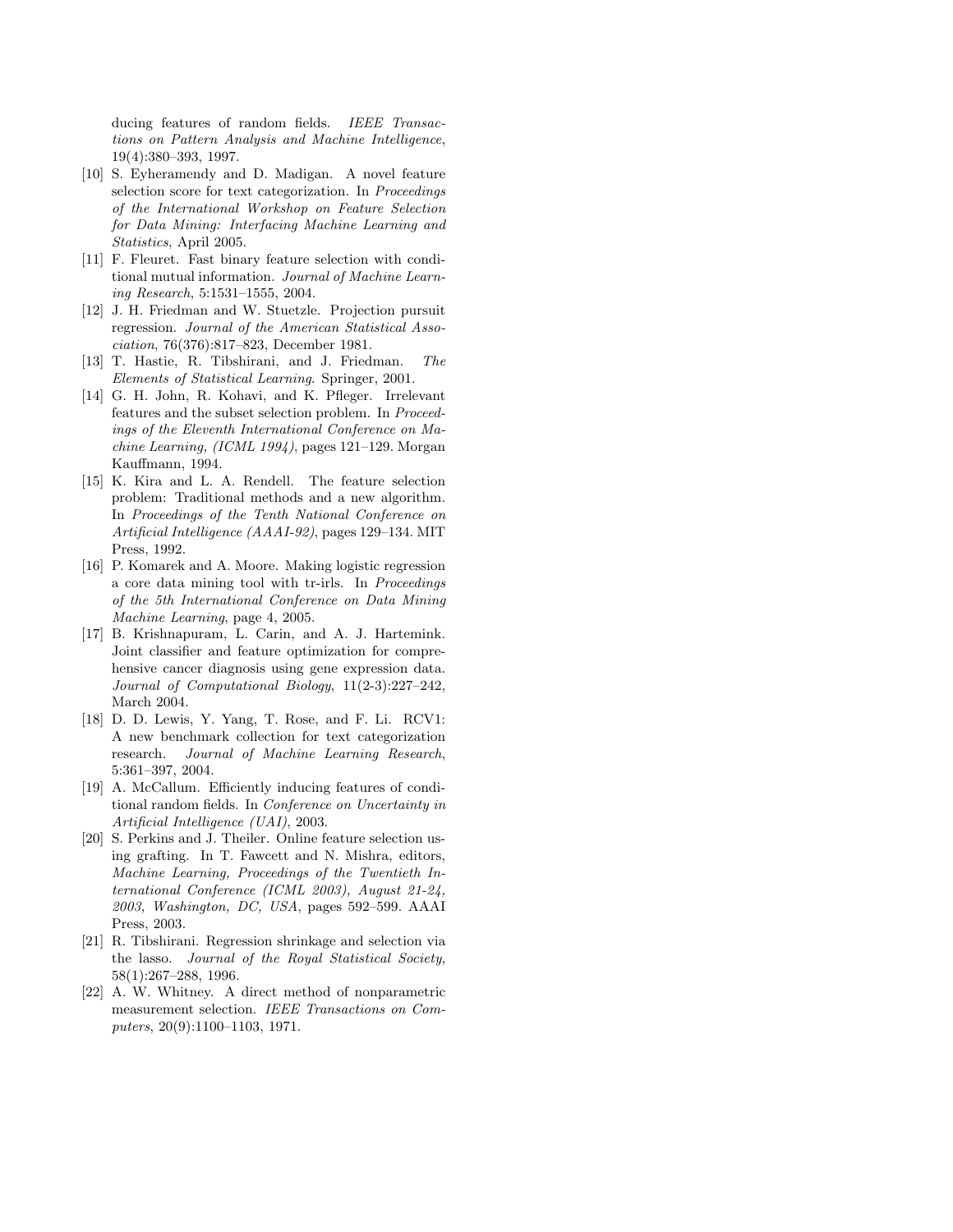ducing features of random fields. *IEEE Transactions on Pattern Analysis and Machine Intelligence*, 19(4):380–393, 1997.

[10] S. Eyheramendy and D. Madigan. A novel feature selection score for text categorization. In *Proceedings of the International Workshop on Feature Selection for Data Mining: Interfacing Machine Learning and Statistics*, April 2005.

[11] F. Fleuret. Fast binary feature selection with conditional mutual information. *Journal of Machine Learning Research*, 5:1531–1555, 2004.

[12] J. H. Friedman and W. Stuetzle. Projection pursuit regression. *Journal of the American Statistical Association*, 76(376):817–823, December 1981.

[13] T. Hastie, R. Tibshirani, and J. Friedman. *The Elements of Statistical Learning*. Springer, 2001.

[14] G. H. John, R. Kohavi, and K. Pfleger. Irrelevant features and the subset selection problem. In *Proceedings of the Eleventh International Conference on Machine Learning, (ICML 1994)*, pages 121–129. Morgan Kauffmann, 1994.

[15] K. Kira and L. A. Rendell. The feature selection problem: Traditional methods and a new algorithm. In *Proceedings of the Tenth National Conference on Artificial Intelligence (AAAI-92)*, pages 129–134. MIT Press, 1992.

[16] P. Komarek and A. Moore. Making logistic regression a core data mining tool with tr-irls. In *Proceedings of the 5th International Conference on Data Mining Machine Learning*, page 4, 2005.

[17] B. Krishnapuram, L. Carin, and A. J. Hartemink. Joint classifier and feature optimization for comprehensive cancer diagnosis using gene expression data. *Journal of Computational Biology*, 11(2-3):227–242, March 2004.

[18] D. D. Lewis, Y. Yang, T. Rose, and F. Li. RCV1: A new benchmark collection for text categorization research. *Journal of Machine Learning Research*, 5:361–397, 2004.

[19] A. McCallum. Efficiently inducing features of conditional random fields. In *Conference on Uncertainty in Artificial Intelligence (UAI)*, 2003.

[20] S. Perkins and J. Theiler. Online feature selection using grafting. In T. Fawcett and N. Mishra, editors, *Machine Learning, Proceedings of the Twentieth International Conference (ICML 2003), August 21-24, 2003, Washington, DC, USA*, pages 592–599. AAAI Press, 2003.

[21] R. Tibshirani. Regression shrinkage and selection via the lasso. *Journal of the Royal Statistical Society*, 58(1):267–288, 1996.

[22] A. W. Whitney. A direct method of nonparametric measurement selection. *IEEE Transactions on Computers*, 20(9):1100–1103, 1971.